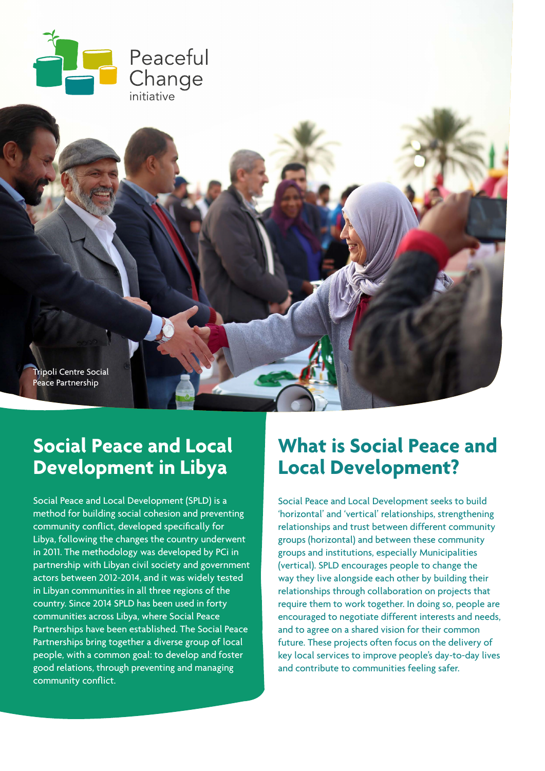Peaceful Change initiative

Tripoli Centre Social Peace Partnership

## Social Peace and Local Development in Libya

Social Peace and Local Development (SPLD) is a method for building social cohesion and preventing community conflict, developed specifically for Libya, following the changes the country underwent in 2011. The methodology was developed by PCi in partnership with Libyan civil society and government actors between 2012-2014, and it was widely tested in Libyan communities in all three regions of the country. Since 2014 SPLD has been used in forty communities across Libya, where Social Peace Partnerships have been established. The Social Peace Partnerships bring together a diverse group of local people, with a common goal: to develop and foster good relations, through preventing and managing community conflict.

## What is Social Peace and Local Development?

Social Peace and Local Development seeks to build 'horizontal' and 'vertical' relationships, strengthening relationships and trust between different community groups (horizontal) and between these community groups and institutions, especially Municipalities (vertical). SPLD encourages people to change the way they live alongside each other by building their relationships through collaboration on projects that require them to work together. In doing so, people are encouraged to negotiate different interests and needs, and to agree on a shared vision for their common future. These projects often focus on the delivery of key local services to improve people's day-to-day lives and contribute to communities feeling safer.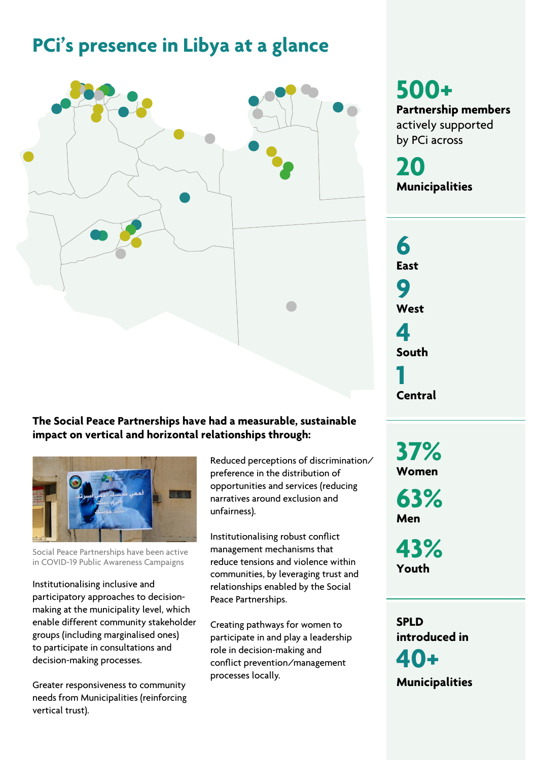# PCi's presence in Libya at a glance

**500+**
**Partnership members** actively supported by PCi across

**20**
**Municipalities**

**6**
**East**

**9**
**West**

**4**
**South**

**1**
**Central**

**37%**
**Women**

**63%**
**Men**

**43%**
**Youth**

**SPLD introduced in**
**40+**
**Municipalities**

**The Social Peace Partnerships have had a measurable, sustainable impact on vertical and horizontal relationships through:**

Social Peace Partnerships have been active in COVID-19 Public Awareness Campaigns

Institutionalising inclusive and participatory approaches to decision-making at the municipality level, which enable different community stakeholder groups (including marginalised ones) to participate in consultations and decision-making processes.

Greater responsiveness to community needs from Municipalities (reinforcing vertical trust).

Reduced perceptions of discrimination/preference in the distribution of opportunities and services (reducing narratives around exclusion and unfairness).

Institutionalising robust conflict management mechanisms that reduce tensions and violence within communities, by leveraging trust and relationships enabled by the Social Peace Partnerships.

Creating pathways for women to participate in and play a leadership role in decision-making and conflict prevention/management processes locally.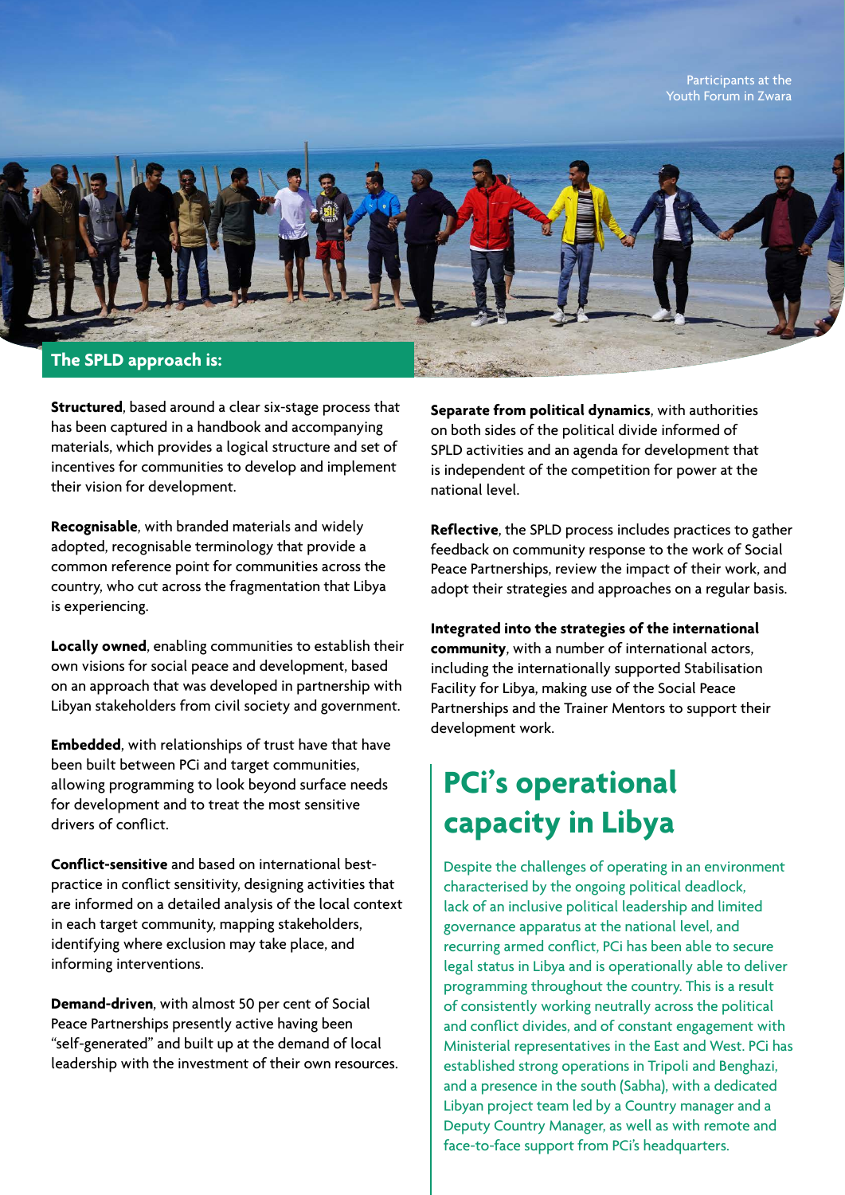Participants at the Youth Forum in Zwara

## The SPLD approach is:

**Structured**, based around a clear six-stage process that has been captured in a handbook and accompanying materials, which provides a logical structure and set of incentives for communities to develop and implement their vision for development.

**Recognisable**, with branded materials and widely adopted, recognisable terminology that provide a common reference point for communities across the country, who cut across the fragmentation that Libya is experiencing.

**Locally owned**, enabling communities to establish their own visions for social peace and development, based on an approach that was developed in partnership with Libyan stakeholders from civil society and government.

**Embedded**, with relationships of trust have that have been built between PCi and target communities, allowing programming to look beyond surface needs for development and to treat the most sensitive drivers of conflict.

**Conflict-sensitive** and based on international best-practice in conflict sensitivity, designing activities that are informed on a detailed analysis of the local context in each target community, mapping stakeholders, identifying where exclusion may take place, and informing interventions.

**Demand-driven**, with almost 50 per cent of Social Peace Partnerships presently active having been "self-generated" and built up at the demand of local leadership with the investment of their own resources.

**Separate from political dynamics**, with authorities on both sides of the political divide informed of SPLD activities and an agenda for development that is independent of the competition for power at the national level.

**Reflective**, the SPLD process includes practices to gather feedback on community response to the work of Social Peace Partnerships, review the impact of their work, and adopt their strategies and approaches on a regular basis.

**Integrated into the strategies of the international community**, with a number of international actors, including the internationally supported Stabilisation Facility for Libya, making use of the Social Peace Partnerships and the Trainer Mentors to support their development work.

## PCi's operational capacity in Libya

Despite the challenges of operating in an environment characterised by the ongoing political deadlock, lack of an inclusive political leadership and limited governance apparatus at the national level, and recurring armed conflict, PCi has been able to secure legal status in Libya and is operationally able to deliver programming throughout the country. This is a result of consistently working neutrally across the political and conflict divides, and of constant engagement with Ministerial representatives in the East and West. PCi has established strong operations in Tripoli and Benghazi, and a presence in the south (Sabha), with a dedicated Libyan project team led by a Country manager and a Deputy Country Manager, as well as with remote and face-to-face support from PCi's headquarters.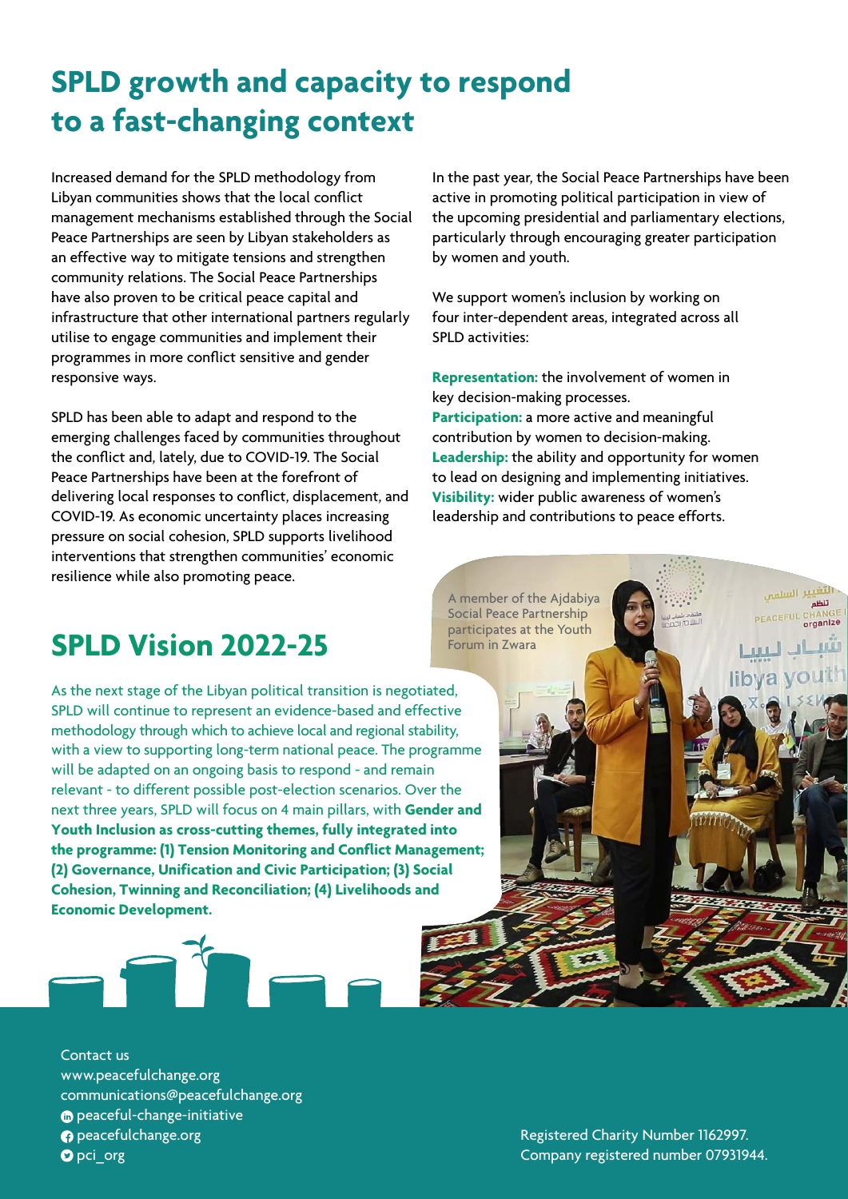# SPLD growth and capacity to respond to a fast-changing context

Increased demand for the SPLD methodology from Libyan communities shows that the local conflict management mechanisms established through the Social Peace Partnerships are seen by Libyan stakeholders as an effective way to mitigate tensions and strengthen community relations. The Social Peace Partnerships have also proven to be critical peace capital and infrastructure that other international partners regularly utilise to engage communities and implement their programmes in more conflict sensitive and gender responsive ways.

SPLD has been able to adapt and respond to the emerging challenges faced by communities throughout the conflict and, lately, due to COVID-19. The Social Peace Partnerships have been at the forefront of delivering local responses to conflict, displacement, and COVID-19. As economic uncertainty places increasing pressure on social cohesion, SPLD supports livelihood interventions that strengthen communities' economic resilience while also promoting peace.

In the past year, the Social Peace Partnerships have been active in promoting political participation in view of the upcoming presidential and parliamentary elections, particularly through encouraging greater participation by women and youth.

We support women's inclusion by working on four inter-dependent areas, integrated across all SPLD activities:

**Representation:** the involvement of women in key decision-making processes.
**Participation:** a more active and meaningful contribution by women to decision-making.
**Leadership:** the ability and opportunity for women to lead on designing and implementing initiatives.
**Visibility:** wider public awareness of women's leadership and contributions to peace efforts.

A member of the Ajdabiya Social Peace Partnership participates at the Youth Forum in Zwara

## SPLD Vision 2022-25

As the next stage of the Libyan political transition is negotiated, SPLD will continue to represent an evidence-based and effective methodology through which to achieve local and regional stability, with a view to supporting long-term national peace. The programme will be adapted on an ongoing basis to respond - and remain relevant - to different possible post-election scenarios. Over the next three years, SPLD will focus on 4 main pillars, with **Gender and Youth Inclusion as cross-cutting themes, fully integrated into the programme: (1) Tension Monitoring and Conflict Management; (2) Governance, Unification and Civic Participation; (3) Social Cohesion, Twinning and Reconciliation; (4) Livelihoods and Economic Development.**

Contact us
www.peacefulchange.org
communications@peacefulchange.org
peaceful-change-initiative
peacefulchange.org
pci_org

Registered Charity Number 1162997.
Company registered number 07931944.